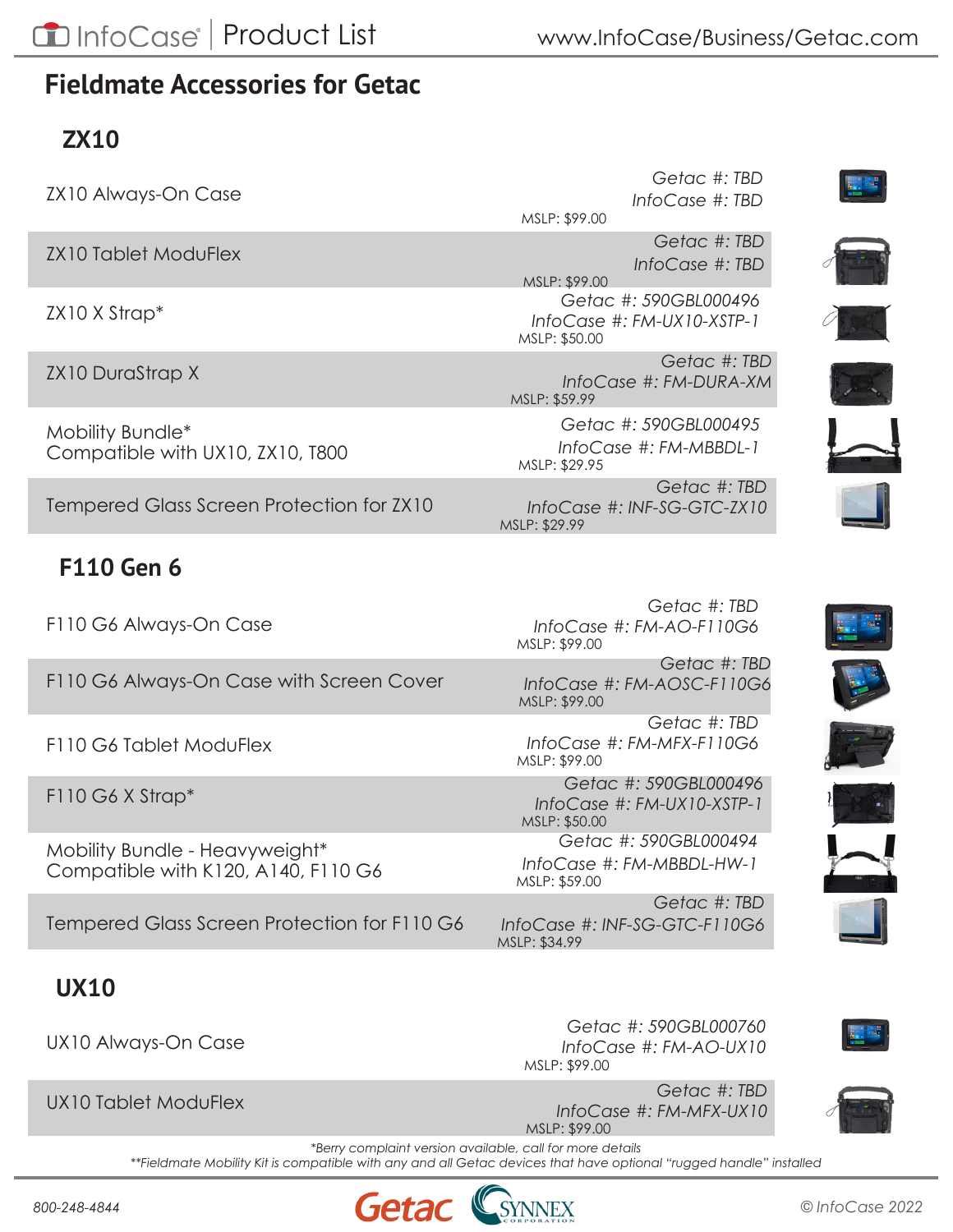# Fieldmate Accessories for Getac

## ZX10

| Product | Part Numbers | MSLP |
|---|---|---|
| ZX10 Always-On Case | Getac #: TBD<br>InfoCase #: TBD | MSLP: $99.00 |
| ZX10 Tablet ModuFlex | Getac #: TBD<br>InfoCase #: TBD | MSLP: $99.00 |
| ZX10 X Strap* | Getac #: 590GBL000496<br>InfoCase #: FM-UX10-XSTP-1 | MSLP: $50.00 |
| ZX10 DuraStrap X | Getac #: TBD<br>InfoCase #: FM-DURA-XM | MSLP: $59.99 |
| Mobility Bundle*<br>Compatible with UX10, ZX10, T800 | Getac #: 590GBL000495<br>InfoCase #: FM-MBBDL-1 | MSLP: $29.95 |
| Tempered Glass Screen Protection for ZX10 | Getac #: TBD<br>InfoCase #: INF-SG-GTC-ZX10 | MSLP: $29.99 |

## F110 Gen 6

| Product | Part Numbers | MSLP |
|---|---|---|
| F110 G6 Always-On Case | Getac #: TBD<br>InfoCase #: FM-AO-F110G6 | MSLP: $99.00 |
| F110 G6 Always-On Case with Screen Cover | Getac #: TBD<br>InfoCase #: FM-AOSC-F110G6 | MSLP: $99.00 |
| F110 G6 Tablet ModuFlex | Getac #: TBD<br>InfoCase #: FM-MFX-F110G6 | MSLP: $99.00 |
| F110 G6 X Strap* | Getac #: 590GBL000496<br>InfoCase #: FM-UX10-XSTP-1 | MSLP: $50.00 |
| Mobility Bundle - Heavyweight*<br>Compatible with K120, A140, F110 G6 | Getac #: 590GBL000494<br>InfoCase #: FM-MBBDL-HW-1 | MSLP: $59.00 |
| Tempered Glass Screen Protection for F110 G6 | Getac #: TBD<br>InfoCase #: INF-SG-GTC-F110G6 | MSLP: $34.99 |

## UX10

| Product | Part Numbers | MSLP |
|---|---|---|
| UX10 Always-On Case | Getac #: 590GBL000760<br>InfoCase #: FM-AO-UX10 | MSLP: $99.00 |
| UX10 Tablet ModuFlex | Getac #: TBD<br>InfoCase #: FM-MFX-UX10 | MSLP: $99.00 |

*Berry complaint version available, call for more details

**Fieldmate Mobility Kit is compatible with any and all Getac devices that have optional "rugged handle" installed

800-248-4844

© InfoCase 2022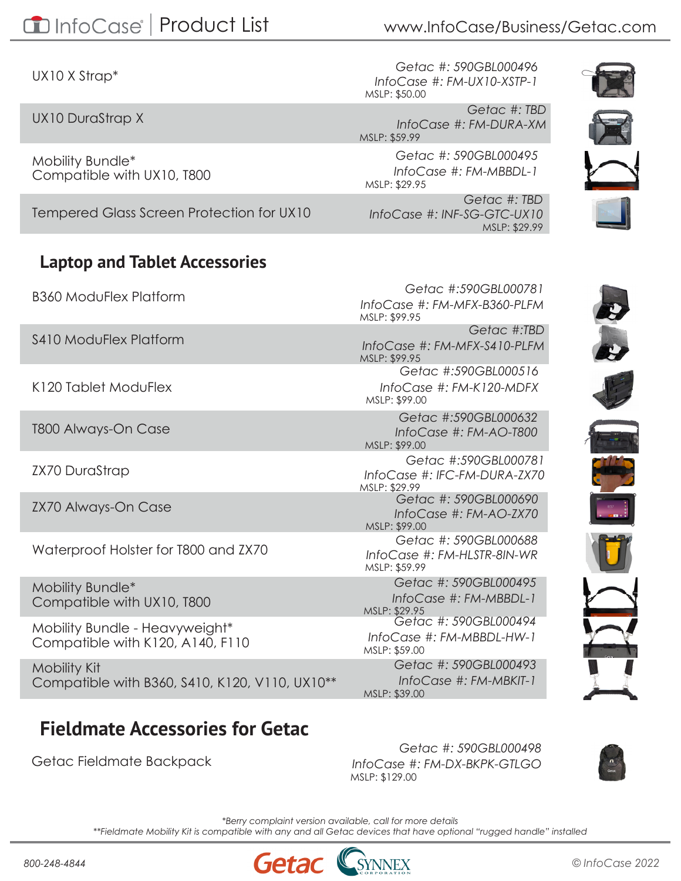| Product | Details |
|---|---|
| UX10 X Strap* | Getac #: 590GBL000496<br>InfoCase #: FM-UX10-XSTP-1<br>MSLP: $50.00 |
| UX10 DuraStrap X | Getac #: TBD<br>InfoCase #: FM-DURA-XM<br>MSLP: $59.99 |
| Mobility Bundle*<br>Compatible with UX10, T800 | Getac #: 590GBL000495<br>InfoCase #: FM-MBBDL-1<br>MSLP: $29.95 |
| Tempered Glass Screen Protection for UX10 | Getac #: TBD<br>InfoCase #: INF-SG-GTC-UX10<br>MSLP: $29.99 |

## Laptop and Tablet Accessories

| Product | Details |
|---|---|
| B360 ModuFlex Platform | Getac #:590GBL000781<br>InfoCase #: FM-MFX-B360-PLFM<br>MSLP: $99.95 |
| S410 ModuFlex Platform | Getac #:TBD<br>InfoCase #: FM-MFX-S410-PLFM<br>MSLP: $99.95 |
| K120 Tablet ModuFlex | Getac #:590GBL000516<br>InfoCase #: FM-K120-MDFX<br>MSLP: $99.00 |
| T800 Always-On Case | Getac #:590GBL000632<br>InfoCase #: FM-AO-T800<br>MSLP: $99.00 |
| ZX70 DuraStrap | Getac #:590GBL000781<br>InfoCase #: IFC-FM-DURA-ZX70<br>MSLP: $29.99 |
| ZX70 Always-On Case | Getac #: 590GBL000690<br>InfoCase #: FM-AO-ZX70<br>MSLP: $99.00 |
| Waterproof Holster for T800 and ZX70 | Getac #: 590GBL000688<br>InfoCase #: FM-HLSTR-8IN-WR<br>MSLP: $59.99 |
| Mobility Bundle*<br>Compatible with UX10, T800 | Getac #: 590GBL000495<br>InfoCase #: FM-MBBDL-1<br>MSLP: $29.95 |
| Mobility Bundle - Heavyweight*<br>Compatible with K120, A140, F110 | Getac #: 590GBL000494<br>InfoCase #: FM-MBBDL-HW-1<br>MSLP: $59.00 |
| Mobility Kit<br>Compatible with B360, S410, K120, V110, UX10** | Getac #: 590GBL000493<br>InfoCase #: FM-MBKIT-1<br>MSLP: $39.00 |

## Fieldmate Accessories for Getac

| Product | Details |
|---|---|
| Getac Fieldmate Backpack | Getac #: 590GBL000498<br>InfoCase #: FM-DX-BKPK-GTLGO<br>MSLP: $129.00 |

*Berry complaint version available, call for more details

**Fieldmate Mobility Kit is compatible with any and all Getac devices that have optional "rugged handle" installed

800-248-4844

© InfoCase 2022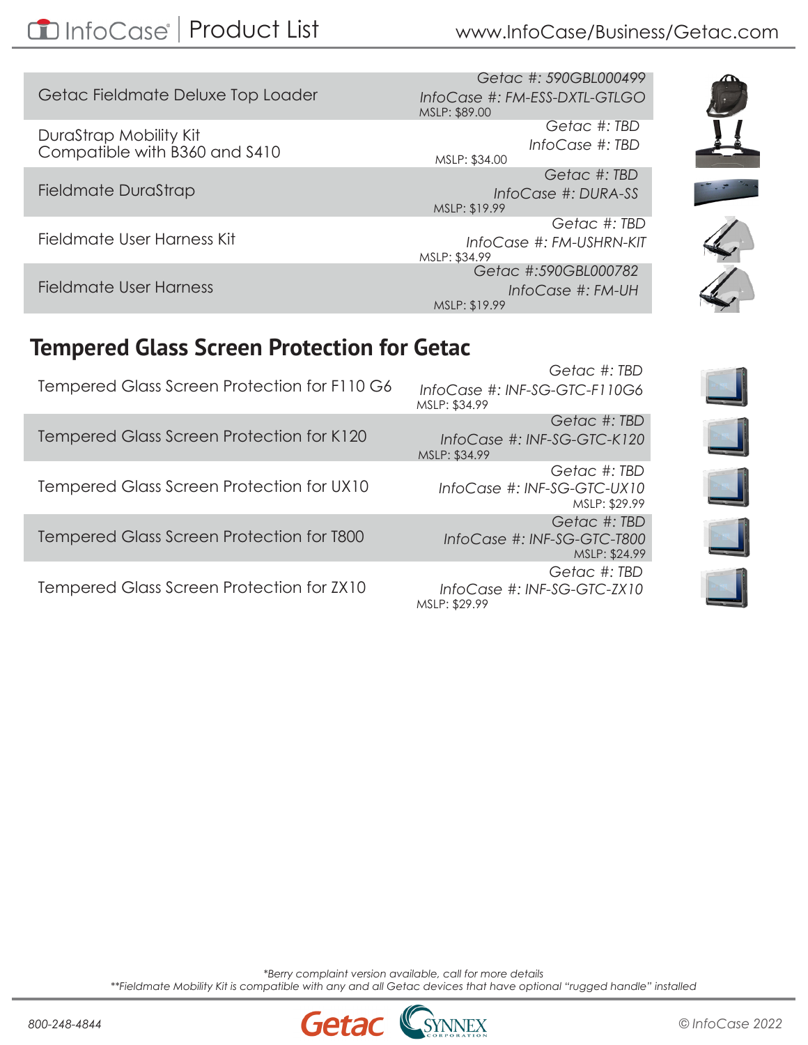| | |
|---|---|
| Getac Fieldmate Deluxe Top Loader | *Getac #: 590GBL000499*<br>*InfoCase #: FM-ESS-DXTL-GTLGO*<br>MSLP: $89.00 |
| DuraStrap Mobility Kit<br>Compatible with B360 and S410 | *Getac #: TBD*<br>*InfoCase #: TBD*<br>MSLP: $34.00 |
| Fieldmate DuraStrap | *Getac #: TBD*<br>*InfoCase #: DURA-SS*<br>MSLP: $19.99 |
| Fieldmate User Harness Kit | *Getac #: TBD*<br>*InfoCase #: FM-USHRN-KIT*<br>MSLP: $34.99 |
| Fieldmate User Harness | *Getac #:590GBL000782*<br>*InfoCase #: FM-UH*<br>MSLP: $19.99 |

## Tempered Glass Screen Protection for Getac

| | |
|---|---|
| Tempered Glass Screen Protection for F110 G6 | *Getac #: TBD*<br>*InfoCase #: INF-SG-GTC-F110G6*<br>MSLP: $34.99 |
| Tempered Glass Screen Protection for K120 | *Getac #: TBD*<br>*InfoCase #: INF-SG-GTC-K120*<br>MSLP: $34.99 |
| Tempered Glass Screen Protection for UX10 | *Getac #: TBD*<br>*InfoCase #: INF-SG-GTC-UX10*<br>MSLP: $29.99 |
| Tempered Glass Screen Protection for T800 | *Getac #: TBD*<br>*InfoCase #: INF-SG-GTC-T800*<br>MSLP: $24.99 |
| Tempered Glass Screen Protection for ZX10 | *Getac #: TBD*<br>*InfoCase #: INF-SG-GTC-ZX10*<br>MSLP: $29.99 |

*\*Berry complaint version available, call for more details*

*\*\*Fieldmate Mobility Kit is compatible with any and all Getac devices that have optional "rugged handle" installed*

*800-248-4844*

*© InfoCase 2022*